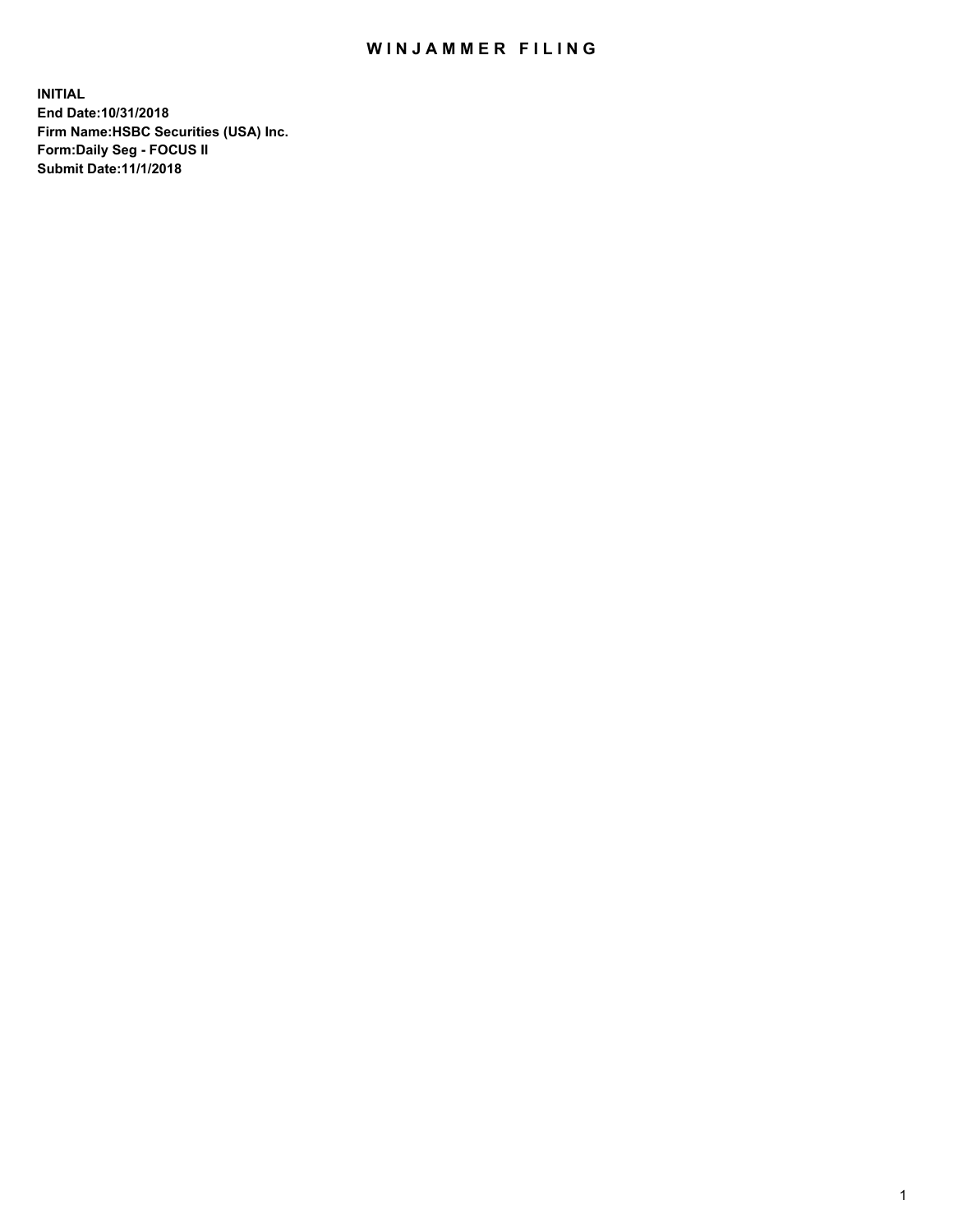# WINJAMMER FILING

**INITIAL**
**End Date:10/31/2018**
**Firm Name:HSBC Securities (USA) Inc.**
**Form:Daily Seg - FOCUS II**
**Submit Date:11/1/2018**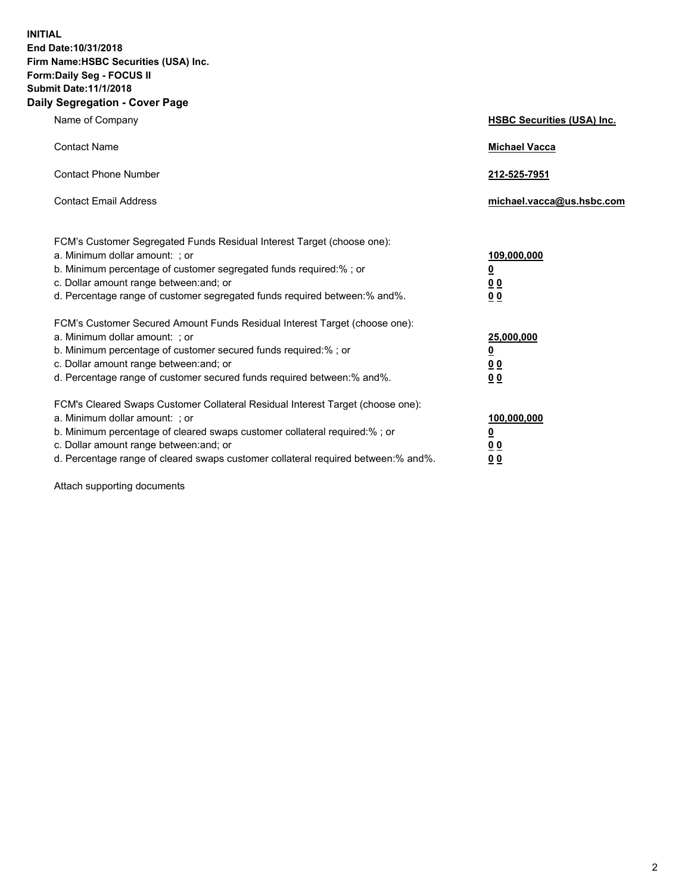**INITIAL**
**End Date:10/31/2018**
**Firm Name:HSBC Securities (USA) Inc.**
**Form:Daily Seg - FOCUS II**
**Submit Date:11/1/2018**

## Daily Segregation - Cover Page

| | |
|---|---|
| Name of Company | **HSBC Securities (USA) Inc.** |
| Contact Name | **Michael Vacca** |
| Contact Phone Number | **212-525-7951** |
| Contact Email Address | **michael.vacca@us.hsbc.com** |

| | |
|---|---|
| FCM's Customer Segregated Funds Residual Interest Target (choose one): | |
| a. Minimum dollar amount: ; or | **109,000,000** |
| b. Minimum percentage of customer segregated funds required:% ; or | **0** |
| c. Dollar amount range between:and; or | **0 0** |
| d. Percentage range of customer segregated funds required between:% and%. | **0 0** |
| FCM's Customer Secured Amount Funds Residual Interest Target (choose one): | |
| a. Minimum dollar amount: ; or | **25,000,000** |
| b. Minimum percentage of customer secured funds required:% ; or | **0** |
| c. Dollar amount range between:and; or | **0 0** |
| d. Percentage range of customer secured funds required between:% and%. | **0 0** |
| FCM's Cleared Swaps Customer Collateral Residual Interest Target (choose one): | |
| a. Minimum dollar amount: ; or | **100,000,000** |
| b. Minimum percentage of cleared swaps customer collateral required:% ; or | **0** |
| c. Dollar amount range between:and; or | **0 0** |
| d. Percentage range of cleared swaps customer collateral required between:% and%. | **0 0** |

Attach supporting documents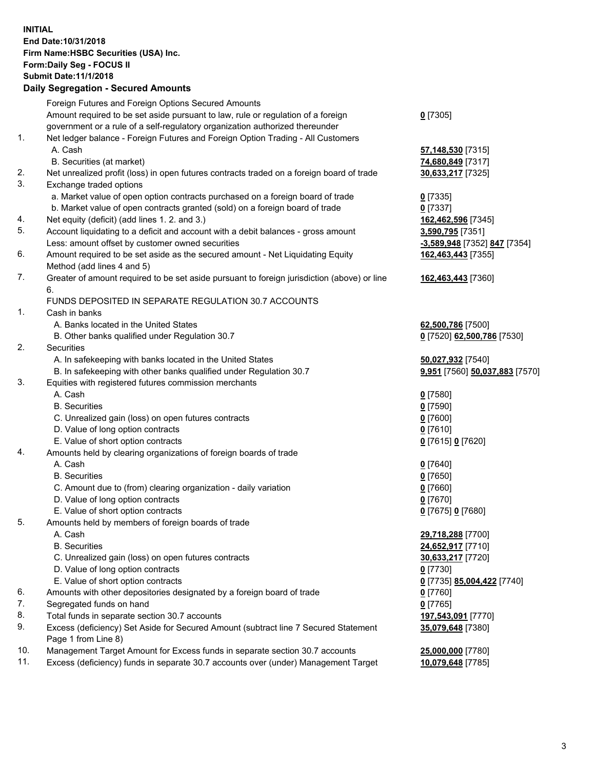**INITIAL**
**End Date:10/31/2018**
**Firm Name:HSBC Securities (USA) Inc.**
**Form:Daily Seg - FOCUS II**
**Submit Date:11/1/2018**

## Daily Segregation - Secured Amounts

| | | |
|---|---|---|
| | Foreign Futures and Foreign Options Secured Amounts | |
| | Amount required to be set aside pursuant to law, rule or regulation of a foreign government or a rule of a self-regulatory organization authorized thereunder | **0** [7305] |
| 1. | Net ledger balance - Foreign Futures and Foreign Option Trading - All Customers | |
| | A. Cash | **57,148,530** [7315] |
| | B. Securities (at market) | **74,680,849** [7317] |
| 2. | Net unrealized profit (loss) in open futures contracts traded on a foreign board of trade | **30,633,217** [7325] |
| 3. | Exchange traded options | |
| | a. Market value of open option contracts purchased on a foreign board of trade | **0** [7335] |
| | b. Market value of open contracts granted (sold) on a foreign board of trade | **0** [7337] |
| 4. | Net equity (deficit) (add lines 1. 2. and 3.) | **162,462,596** [7345] |
| 5. | Account liquidating to a deficit and account with a debit balances - gross amount | **3,590,795** [7351] |
| | Less: amount offset by customer owned securities | **-3,589,948** [7352] **847** [7354] |
| 6. | Amount required to be set aside as the secured amount - Net Liquidating Equity Method (add lines 4 and 5) | **162,463,443** [7355] |
| 7. | Greater of amount required to be set aside pursuant to foreign jurisdiction (above) or line 6. | **162,463,443** [7360] |
| | FUNDS DEPOSITED IN SEPARATE REGULATION 30.7 ACCOUNTS | |
| 1. | Cash in banks | |
| | A. Banks located in the United States | **62,500,786** [7500] |
| | B. Other banks qualified under Regulation 30.7 | **0** [7520] **62,500,786** [7530] |
| 2. | Securities | |
| | A. In safekeeping with banks located in the United States | **50,027,932** [7540] |
| | B. In safekeeping with other banks qualified under Regulation 30.7 | **9,951** [7560] **50,037,883** [7570] |
| 3. | Equities with registered futures commission merchants | |
| | A. Cash | **0** [7580] |
| | B. Securities | **0** [7590] |
| | C. Unrealized gain (loss) on open futures contracts | **0** [7600] |
| | D. Value of long option contracts | **0** [7610] |
| | E. Value of short option contracts | **0** [7615] **0** [7620] |
| 4. | Amounts held by clearing organizations of foreign boards of trade | |
| | A. Cash | **0** [7640] |
| | B. Securities | **0** [7650] |
| | C. Amount due to (from) clearing organization - daily variation | **0** [7660] |
| | D. Value of long option contracts | **0** [7670] |
| | E. Value of short option contracts | **0** [7675] **0** [7680] |
| 5. | Amounts held by members of foreign boards of trade | |
| | A. Cash | **29,718,288** [7700] |
| | B. Securities | **24,652,917** [7710] |
| | C. Unrealized gain (loss) on open futures contracts | **30,633,217** [7720] |
| | D. Value of long option contracts | **0** [7730] |
| | E. Value of short option contracts | **0** [7735] **85,004,422** [7740] |
| 6. | Amounts with other depositories designated by a foreign board of trade | **0** [7760] |
| 7. | Segregated funds on hand | **0** [7765] |
| 8. | Total funds in separate section 30.7 accounts | **197,543,091** [7770] |
| 9. | Excess (deficiency) Set Aside for Secured Amount (subtract line 7 Secured Statement Page 1 from Line 8) | **35,079,648** [7380] |
| 10. | Management Target Amount for Excess funds in separate section 30.7 accounts | **25,000,000** [7780] |
| 11. | Excess (deficiency) funds in separate 30.7 accounts over (under) Management Target | **10,079,648** [7785] |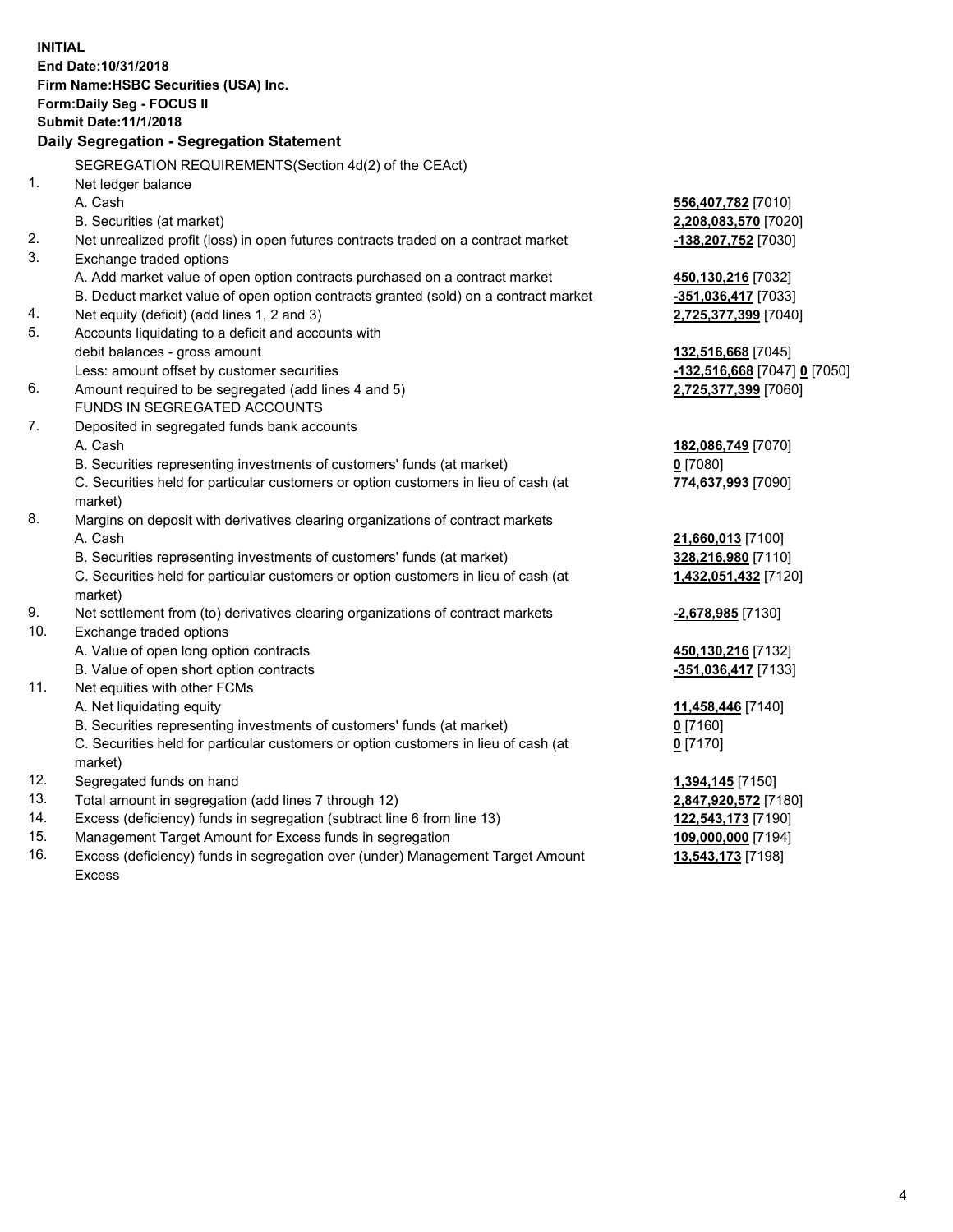**INITIAL**
**End Date:10/31/2018**
**Firm Name:HSBC Securities (USA) Inc.**
**Form:Daily Seg - FOCUS II**
**Submit Date:11/1/2018**

**Daily Segregation - Segregation Statement**

| | | |
|---|---|---|
| | SEGREGATION REQUIREMENTS(Section 4d(2) of the CEAct) | |
| 1. | Net ledger balance | |
| | A. Cash | **556,407,782** [7010] |
| | B. Securities (at market) | **2,208,083,570** [7020] |
| 2. | Net unrealized profit (loss) in open futures contracts traded on a contract market | **-138,207,752** [7030] |
| 3. | Exchange traded options | |
| | A. Add market value of open option contracts purchased on a contract market | **450,130,216** [7032] |
| | B. Deduct market value of open option contracts granted (sold) on a contract market | **-351,036,417** [7033] |
| 4. | Net equity (deficit) (add lines 1, 2 and 3) | **2,725,377,399** [7040] |
| 5. | Accounts liquidating to a deficit and accounts with debit balances - gross amount | **132,516,668** [7045] |
| | Less: amount offset by customer securities | **-132,516,668** [7047] **0** [7050] |
| 6. | Amount required to be segregated (add lines 4 and 5) | **2,725,377,399** [7060] |
| | FUNDS IN SEGREGATED ACCOUNTS | |
| 7. | Deposited in segregated funds bank accounts | |
| | A. Cash | **182,086,749** [7070] |
| | B. Securities representing investments of customers' funds (at market) | **0** [7080] |
| | C. Securities held for particular customers or option customers in lieu of cash (at market) | **774,637,993** [7090] |
| 8. | Margins on deposit with derivatives clearing organizations of contract markets | |
| | A. Cash | **21,660,013** [7100] |
| | B. Securities representing investments of customers' funds (at market) | **328,216,980** [7110] |
| | C. Securities held for particular customers or option customers in lieu of cash (at market) | **1,432,051,432** [7120] |
| 9. | Net settlement from (to) derivatives clearing organizations of contract markets | **-2,678,985** [7130] |
| 10. | Exchange traded options | |
| | A. Value of open long option contracts | **450,130,216** [7132] |
| | B. Value of open short option contracts | **-351,036,417** [7133] |
| 11. | Net equities with other FCMs | |
| | A. Net liquidating equity | **11,458,446** [7140] |
| | B. Securities representing investments of customers' funds (at market) | **0** [7160] |
| | C. Securities held for particular customers or option customers in lieu of cash (at market) | **0** [7170] |
| 12. | Segregated funds on hand | **1,394,145** [7150] |
| 13. | Total amount in segregation (add lines 7 through 12) | **2,847,920,572** [7180] |
| 14. | Excess (deficiency) funds in segregation (subtract line 6 from line 13) | **122,543,173** [7190] |
| 15. | Management Target Amount for Excess funds in segregation | **109,000,000** [7194] |
| 16. | Excess (deficiency) funds in segregation over (under) Management Target Amount Excess | **13,543,173** [7198] |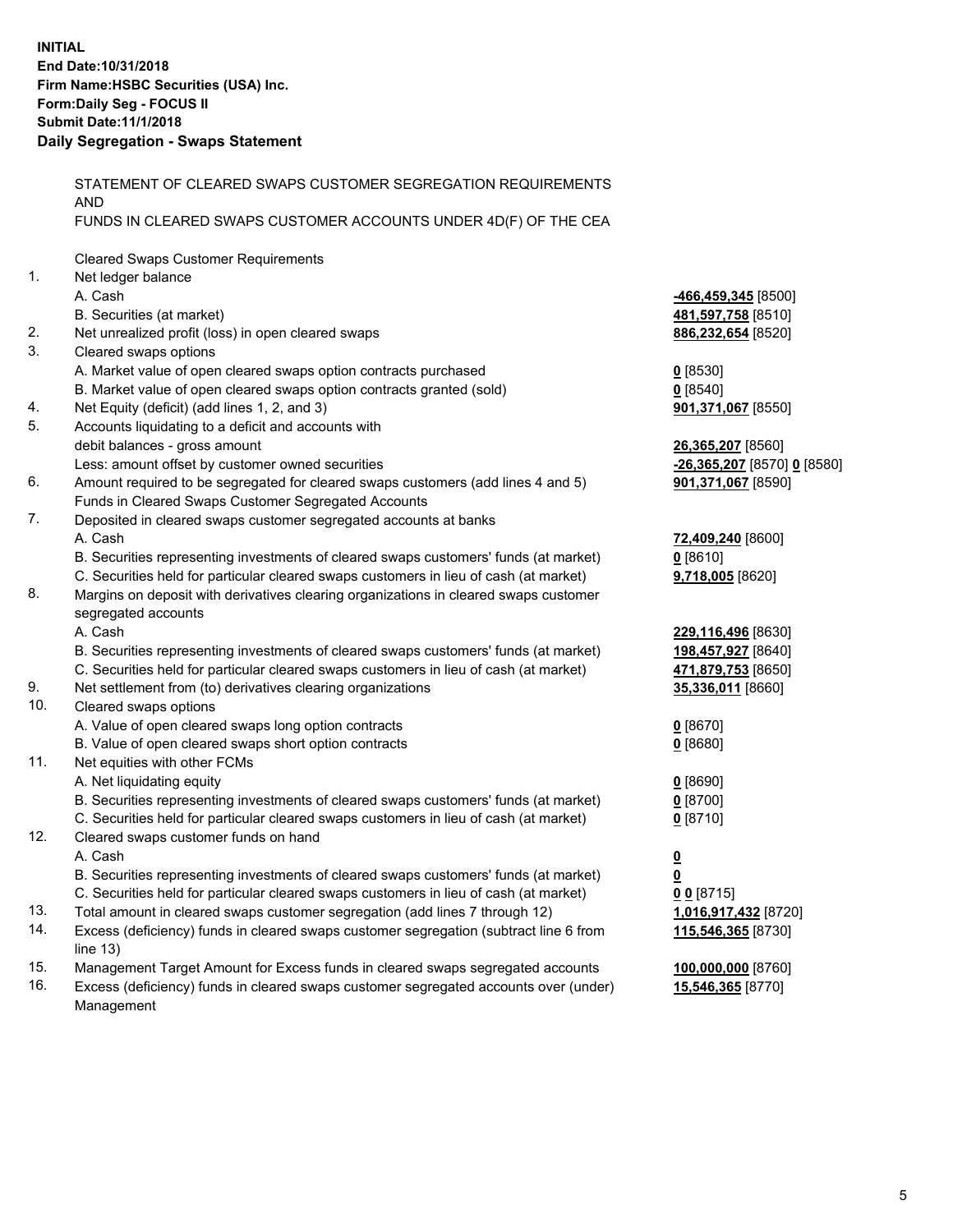**INITIAL**
**End Date:10/31/2018**
**Firm Name:HSBC Securities (USA) Inc.**
**Form:Daily Seg - FOCUS II**
**Submit Date:11/1/2018**
**Daily Segregation - Swaps Statement**

STATEMENT OF CLEARED SWAPS CUSTOMER SEGREGATION REQUIREMENTS AND FUNDS IN CLEARED SWAPS CUSTOMER ACCOUNTS UNDER 4D(F) OF THE CEA

| | | |
|---|---|---|
| | Cleared Swaps Customer Requirements | |
| 1. | Net ledger balance | |
| | A. Cash | **-466,459,345** [8500] |
| | B. Securities (at market) | **481,597,758** [8510] |
| 2. | Net unrealized profit (loss) in open cleared swaps | **886,232,654** [8520] |
| 3. | Cleared swaps options | |
| | A. Market value of open cleared swaps option contracts purchased | **0** [8530] |
| | B. Market value of open cleared swaps option contracts granted (sold) | **0** [8540] |
| 4. | Net Equity (deficit) (add lines 1, 2, and 3) | **901,371,067** [8550] |
| 5. | Accounts liquidating to a deficit and accounts with debit balances - gross amount | **26,365,207** [8560] |
| | Less: amount offset by customer owned securities | **-26,365,207** [8570] **0** [8580] |
| 6. | Amount required to be segregated for cleared swaps customers (add lines 4 and 5) | **901,371,067** [8590] |
| | Funds in Cleared Swaps Customer Segregated Accounts | |
| 7. | Deposited in cleared swaps customer segregated accounts at banks | |
| | A. Cash | **72,409,240** [8600] |
| | B. Securities representing investments of cleared swaps customers' funds (at market) | **0** [8610] |
| | C. Securities held for particular cleared swaps customers in lieu of cash (at market) | **9,718,005** [8620] |
| 8. | Margins on deposit with derivatives clearing organizations in cleared swaps customer segregated accounts | |
| | A. Cash | **229,116,496** [8630] |
| | B. Securities representing investments of cleared swaps customers' funds (at market) | **198,457,927** [8640] |
| | C. Securities held for particular cleared swaps customers in lieu of cash (at market) | **471,879,753** [8650] |
| 9. | Net settlement from (to) derivatives clearing organizations | **35,336,011** [8660] |
| 10. | Cleared swaps options | |
| | A. Value of open cleared swaps long option contracts | **0** [8670] |
| | B. Value of open cleared swaps short option contracts | **0** [8680] |
| 11. | Net equities with other FCMs | |
| | A. Net liquidating equity | **0** [8690] |
| | B. Securities representing investments of cleared swaps customers' funds (at market) | **0** [8700] |
| | C. Securities held for particular cleared swaps customers in lieu of cash (at market) | **0** [8710] |
| 12. | Cleared swaps customer funds on hand | |
| | A. Cash | **0** |
| | B. Securities representing investments of cleared swaps customers' funds (at market) | **0** |
| | C. Securities held for particular cleared swaps customers in lieu of cash (at market) | **0** **0** [8715] |
| 13. | Total amount in cleared swaps customer segregation (add lines 7 through 12) | **1,016,917,432** [8720] |
| 14. | Excess (deficiency) funds in cleared swaps customer segregation (subtract line 6 from line 13) | **115,546,365** [8730] |
| 15. | Management Target Amount for Excess funds in cleared swaps segregated accounts | **100,000,000** [8760] |
| 16. | Excess (deficiency) funds in cleared swaps customer segregated accounts over (under) Management | **15,546,365** [8770] |